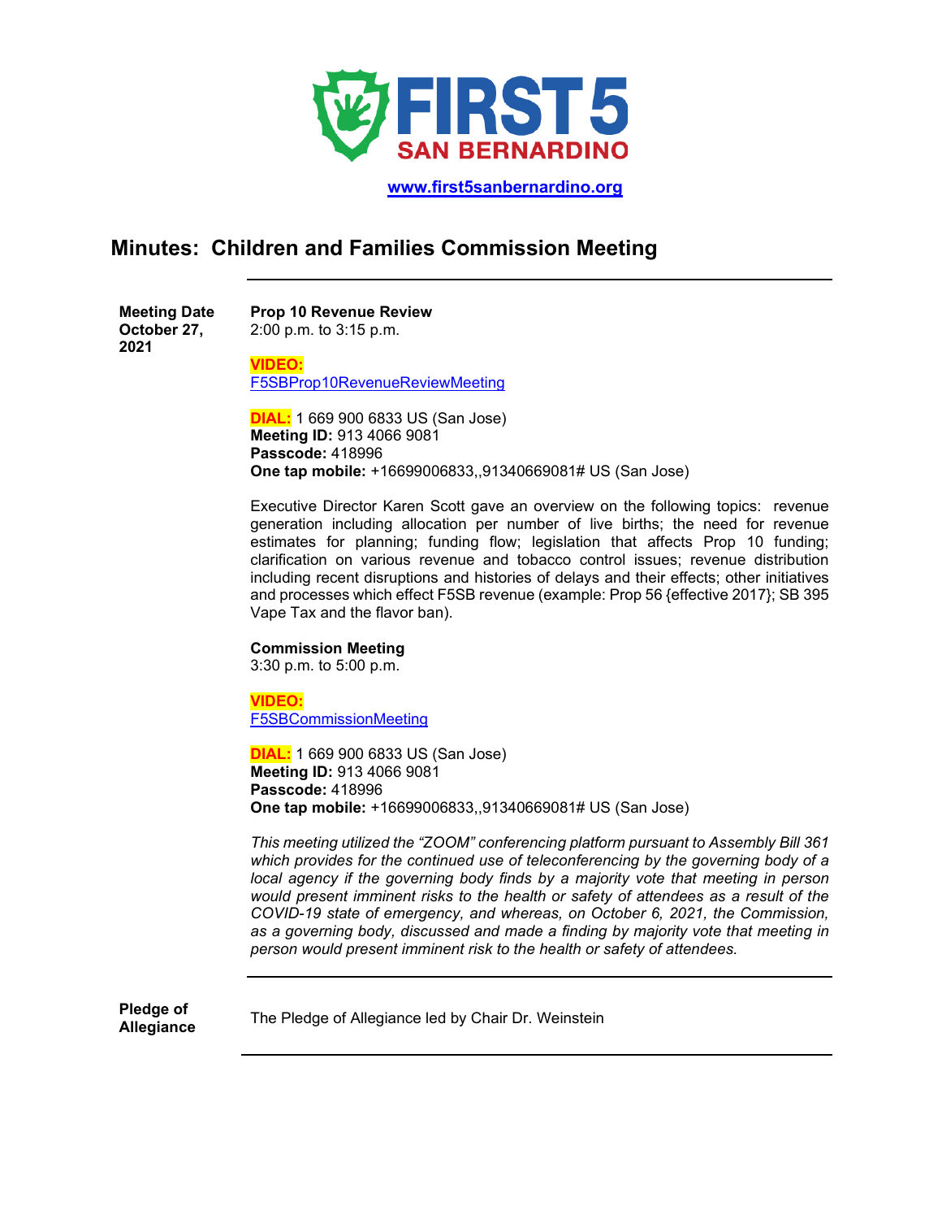**FIRST 5 SAN BERNARDINO**

**www.first5sanbernardino.org**

# Minutes: Children and Families Commission Meeting

**Meeting Date October 27, 2021**

**Prop 10 Revenue Review**
2:00 p.m. to 3:15 p.m.

**VIDEO:**
F5SBProp10RevenueReviewMeeting

**DIAL:** 1 669 900 6833 US (San Jose)
**Meeting ID:** 913 4066 9081
**Passcode:** 418996
**One tap mobile:** +16699006833,,91340669081# US (San Jose)

Executive Director Karen Scott gave an overview on the following topics: revenue generation including allocation per number of live births; the need for revenue estimates for planning; funding flow; legislation that affects Prop 10 funding; clarification on various revenue and tobacco control issues; revenue distribution including recent disruptions and histories of delays and their effects; other initiatives and processes which effect F5SB revenue (example: Prop 56 {effective 2017}; SB 395 Vape Tax and the flavor ban).

**Commission Meeting**
3:30 p.m. to 5:00 p.m.

**VIDEO:**
F5SBCommissionMeeting

**DIAL:** 1 669 900 6833 US (San Jose)
**Meeting ID:** 913 4066 9081
**Passcode:** 418996
**One tap mobile:** +16699006833,,91340669081# US (San Jose)

*This meeting utilized the "ZOOM" conferencing platform pursuant to Assembly Bill 361 which provides for the continued use of teleconferencing by the governing body of a local agency if the governing body finds by a majority vote that meeting in person would present imminent risks to the health or safety of attendees as a result of the COVID-19 state of emergency, and whereas, on October 6, 2021, the Commission, as a governing body, discussed and made a finding by majority vote that meeting in person would present imminent risk to the health or safety of attendees.*

---

**Pledge of Allegiance**

The Pledge of Allegiance led by Chair Dr. Weinstein

---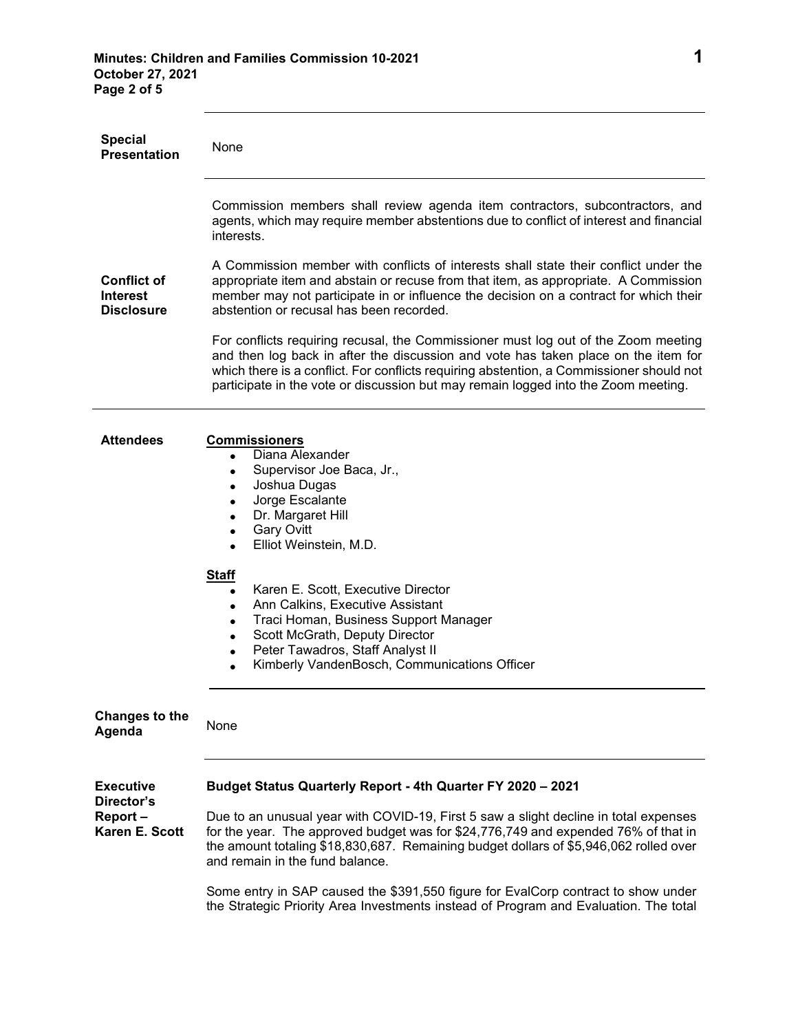**Special Presentation**

None

**Conflict of Interest Disclosure**

Commission members shall review agenda item contractors, subcontractors, and agents, which may require member abstentions due to conflict of interest and financial interests.

A Commission member with conflicts of interests shall state their conflict under the appropriate item and abstain or recuse from that item, as appropriate. A Commission member may not participate in or influence the decision on a contract for which their abstention or recusal has been recorded.

For conflicts requiring recusal, the Commissioner must log out of the Zoom meeting and then log back in after the discussion and vote has taken place on the item for which there is a conflict. For conflicts requiring abstention, a Commissioner should not participate in the vote or discussion but may remain logged into the Zoom meeting.

**Attendees**

**Commissioners**

- Diana Alexander
- Supervisor Joe Baca, Jr.,
- Joshua Dugas
- Jorge Escalante
- Dr. Margaret Hill
- Gary Ovitt
- Elliot Weinstein, M.D.

**Staff**

- Karen E. Scott, Executive Director
- Ann Calkins, Executive Assistant
- Traci Homan, Business Support Manager
- Scott McGrath, Deputy Director
- Peter Tawadros, Staff Analyst II
- Kimberly VandenBosch, Communications Officer

**Changes to the Agenda**

None

**Executive Director's Report – Karen E. Scott**

**Budget Status Quarterly Report - 4th Quarter FY 2020 – 2021**

Due to an unusual year with COVID-19, First 5 saw a slight decline in total expenses for the year. The approved budget was for $24,776,749 and expended 76% of that in the amount totaling $18,830,687. Remaining budget dollars of $5,946,062 rolled over and remain in the fund balance.

Some entry in SAP caused the $391,550 figure for EvalCorp contract to show under the Strategic Priority Area Investments instead of Program and Evaluation. The total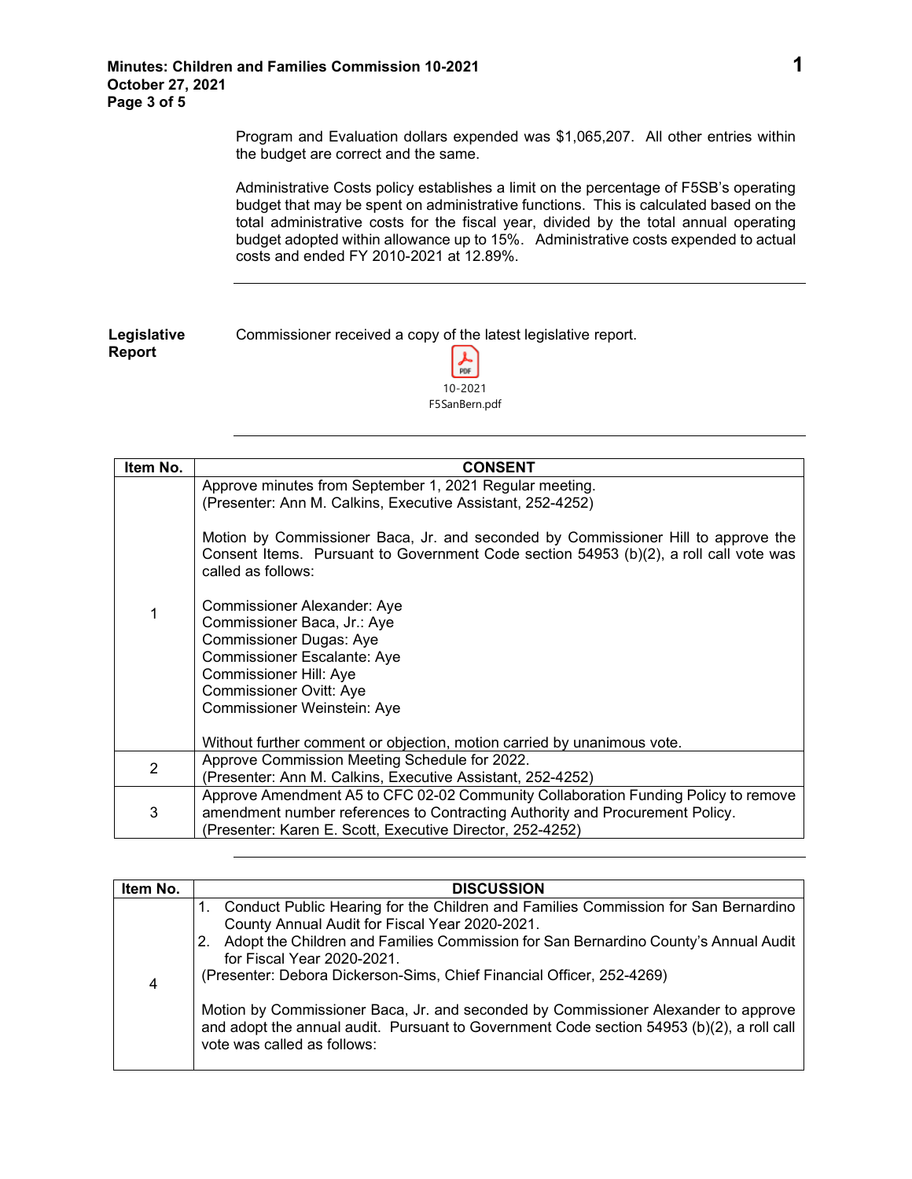Program and Evaluation dollars expended was $1,065,207. All other entries within the budget are correct and the same.

Administrative Costs policy establishes a limit on the percentage of F5SB's operating budget that may be spent on administrative functions. This is calculated based on the total administrative costs for the fiscal year, divided by the total annual operating budget adopted within allowance up to 15%. Administrative costs expended to actual costs and ended FY 2010-2021 at 12.89%.

---

**Legislative Report**

Commissioner received a copy of the latest legislative report.

10-2021 F5SanBern.pdf

---

| Item No. | CONSENT |
|---|---|
| 1 | Approve minutes from September 1, 2021 Regular meeting. (Presenter: Ann M. Calkins, Executive Assistant, 252-4252)<br><br>Motion by Commissioner Baca, Jr. and seconded by Commissioner Hill to approve the Consent Items. Pursuant to Government Code section 54953 (b)(2), a roll call vote was called as follows:<br><br>Commissioner Alexander: Aye<br>Commissioner Baca, Jr.: Aye<br>Commissioner Dugas: Aye<br>Commissioner Escalante: Aye<br>Commissioner Hill: Aye<br>Commissioner Ovitt: Aye<br>Commissioner Weinstein: Aye<br><br>Without further comment or objection, motion carried by unanimous vote. |
| 2 | Approve Commission Meeting Schedule for 2022. (Presenter: Ann M. Calkins, Executive Assistant, 252-4252) |
| 3 | Approve Amendment A5 to CFC 02-02 Community Collaboration Funding Policy to remove amendment number references to Contracting Authority and Procurement Policy. (Presenter: Karen E. Scott, Executive Director, 252-4252) |

---

| Item No. | DISCUSSION |
|---|---|
| 4 | 1. Conduct Public Hearing for the Children and Families Commission for San Bernardino County Annual Audit for Fiscal Year 2020-2021.<br>2. Adopt the Children and Families Commission for San Bernardino County's Annual Audit for Fiscal Year 2020-2021.<br>(Presenter: Debora Dickerson-Sims, Chief Financial Officer, 252-4269)<br><br>Motion by Commissioner Baca, Jr. and seconded by Commissioner Alexander to approve and adopt the annual audit. Pursuant to Government Code section 54953 (b)(2), a roll call vote was called as follows: |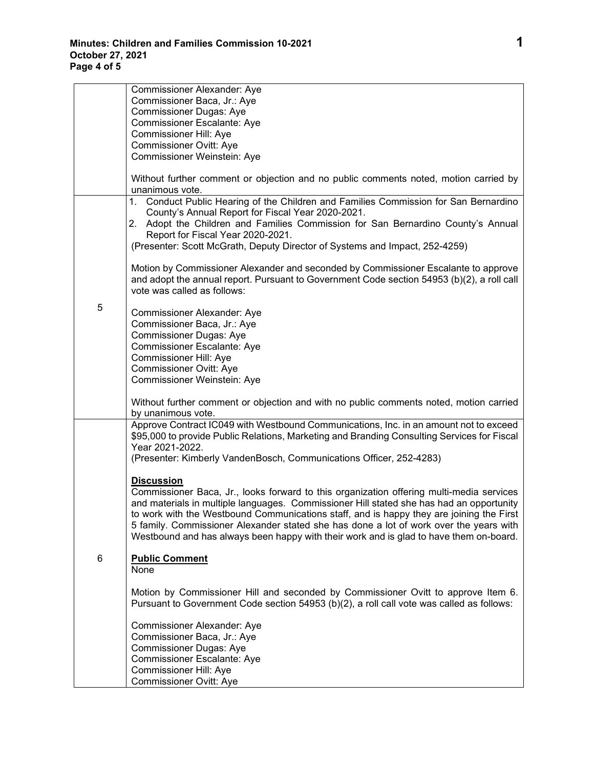| | |
|---|---|
| | Commissioner Alexander: Aye<br>Commissioner Baca, Jr.: Aye<br>Commissioner Dugas: Aye<br>Commissioner Escalante: Aye<br>Commissioner Hill: Aye<br>Commissioner Ovitt: Aye<br>Commissioner Weinstein: Aye<br><br>Without further comment or objection and no public comments noted, motion carried by unanimous vote. |
| 5 | 1. Conduct Public Hearing of the Children and Families Commission for San Bernardino County's Annual Report for Fiscal Year 2020-2021.<br>2. Adopt the Children and Families Commission for San Bernardino County's Annual Report for Fiscal Year 2020-2021.<br>(Presenter: Scott McGrath, Deputy Director of Systems and Impact, 252-4259)<br><br>Motion by Commissioner Alexander and seconded by Commissioner Escalante to approve and adopt the annual report. Pursuant to Government Code section 54953 (b)(2), a roll call vote was called as follows:<br><br>Commissioner Alexander: Aye<br>Commissioner Baca, Jr.: Aye<br>Commissioner Dugas: Aye<br>Commissioner Escalante: Aye<br>Commissioner Hill: Aye<br>Commissioner Ovitt: Aye<br>Commissioner Weinstein: Aye<br><br>Without further comment or objection and with no public comments noted, motion carried by unanimous vote. |
| 6 | Approve Contract IC049 with Westbound Communications, Inc. in an amount not to exceed $95,000 to provide Public Relations, Marketing and Branding Consulting Services for Fiscal Year 2021-2022.<br>(Presenter: Kimberly VandenBosch, Communications Officer, 252-4283)<br><br>**Discussion**<br>Commissioner Baca, Jr., looks forward to this organization offering multi-media services and materials in multiple languages. Commissioner Hill stated she has had an opportunity to work with the Westbound Communications staff, and is happy they are joining the First 5 family. Commissioner Alexander stated she has done a lot of work over the years with Westbound and has always been happy with their work and is glad to have them on-board.<br><br>**Public Comment**<br>None<br><br>Motion by Commissioner Hill and seconded by Commissioner Ovitt to approve Item 6. Pursuant to Government Code section 54953 (b)(2), a roll call vote was called as follows:<br><br>Commissioner Alexander: Aye<br>Commissioner Baca, Jr.: Aye<br>Commissioner Dugas: Aye<br>Commissioner Escalante: Aye<br>Commissioner Hill: Aye<br>Commissioner Ovitt: Aye |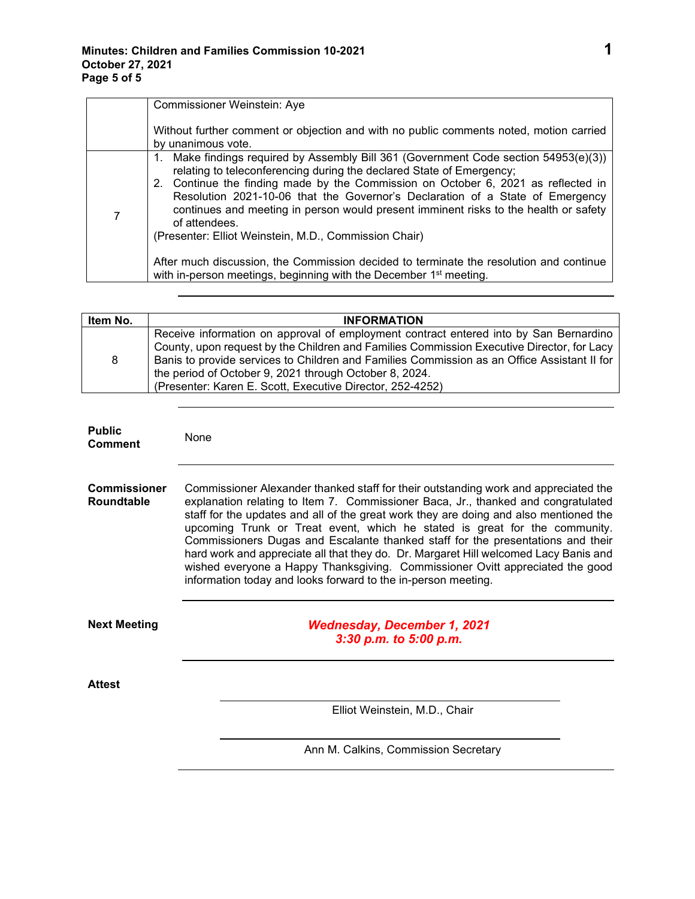| | |
|---|---|
| | Commissioner Weinstein: Aye<br><br>Without further comment or objection and with no public comments noted, motion carried by unanimous vote. |
| 7 | 1. Make findings required by Assembly Bill 361 (Government Code section 54953(e)(3)) relating to teleconferencing during the declared State of Emergency;<br>2. Continue the finding made by the Commission on October 6, 2021 as reflected in Resolution 2021-10-06 that the Governor's Declaration of a State of Emergency continues and meeting in person would present imminent risks to the health or safety of attendees.<br>(Presenter: Elliot Weinstein, M.D., Commission Chair)<br><br>After much discussion, the Commission decided to terminate the resolution and continue with in-person meetings, beginning with the December 1st meeting. |

| Item No. | INFORMATION |
|---|---|
| 8 | Receive information on approval of employment contract entered into by San Bernardino County, upon request by the Children and Families Commission Executive Director, for Lacy Banis to provide services to Children and Families Commission as an Office Assistant II for the period of October 9, 2021 through October 8, 2024.<br>(Presenter: Karen E. Scott, Executive Director, 252-4252) |

**Public Comment**

None

**Commissioner Roundtable**

Commissioner Alexander thanked staff for their outstanding work and appreciated the explanation relating to Item 7. Commissioner Baca, Jr., thanked and congratulated staff for the updates and all of the great work they are doing and also mentioned the upcoming Trunk or Treat event, which he stated is great for the community. Commissioners Dugas and Escalante thanked staff for the presentations and their hard work and appreciate all that they do. Dr. Margaret Hill welcomed Lacy Banis and wished everyone a Happy Thanksgiving. Commissioner Ovitt appreciated the good information today and looks forward to the in-person meeting.

**Next Meeting**

***Wednesday, December 1, 2021***
***3:30 p.m. to 5:00 p.m.***

**Attest**

Elliot Weinstein, M.D., Chair

Ann M. Calkins, Commission Secretary